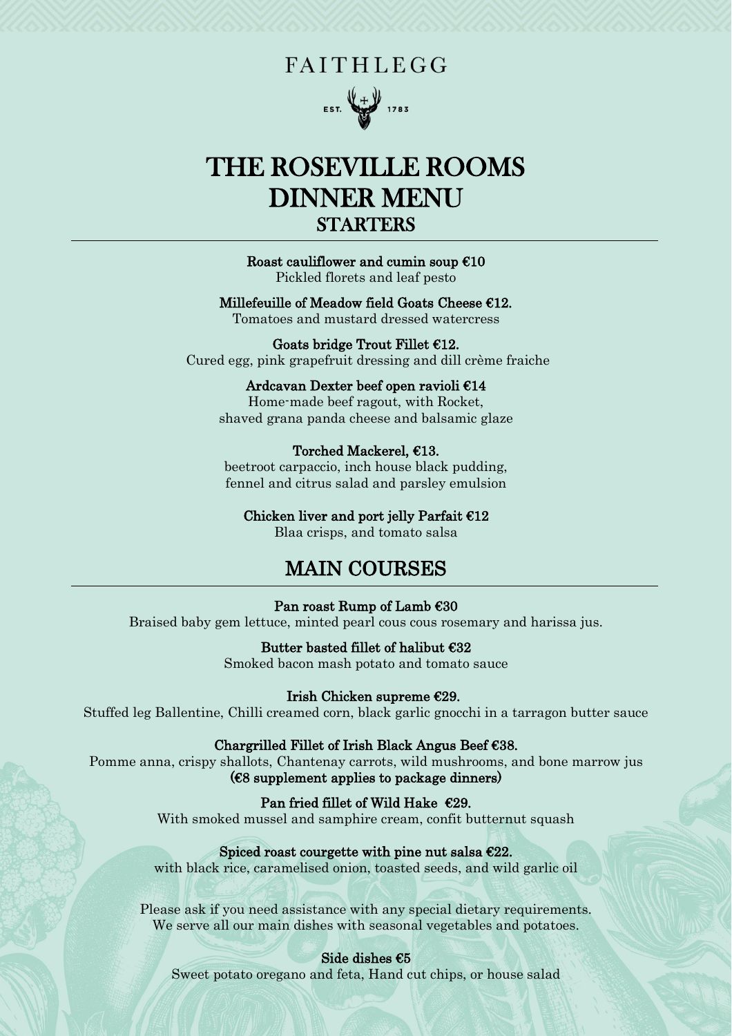FAITHLEGG

EST. 1783

# THE ROSEVILLE ROOMS DINNER MENU

## STARTERS

**Roast cauliflower and cumin soup €10**
Pickled florets and leaf pesto

**Millefeuille of Meadow field Goats Cheese €12.**
Tomatoes and mustard dressed watercress

**Goats bridge Trout Fillet €12.**
Cured egg, pink grapefruit dressing and dill crème fraiche

**Ardcavan Dexter beef open ravioli €14**
Home-made beef ragout, with Rocket,
shaved grana panda cheese and balsamic glaze

**Torched Mackerel, €13.**
beetroot carpaccio, inch house black pudding,
fennel and citrus salad and parsley emulsion

**Chicken liver and port jelly Parfait €12**
Blaa crisps, and tomato salsa

## MAIN COURSES

**Pan roast Rump of Lamb €30**
Braised baby gem lettuce, minted pearl cous cous rosemary and harissa jus.

**Butter basted fillet of halibut €32**
Smoked bacon mash potato and tomato sauce

**Irish Chicken supreme €29.**
Stuffed leg Ballentine, Chilli creamed corn, black garlic gnocchi in a tarragon butter sauce

**Chargrilled Fillet of Irish Black Angus Beef €38.**
Pomme anna, crispy shallots, Chantenay carrots, wild mushrooms, and bone marrow jus
**(€8 supplement applies to package dinners)**

**Pan fried fillet of Wild Hake €29.**
With smoked mussel and samphire cream, confit butternut squash

**Spiced roast courgette with pine nut salsa €22.**
with black rice, caramelised onion, toasted seeds, and wild garlic oil

Please ask if you need assistance with any special dietary requirements.
We serve all our main dishes with seasonal vegetables and potatoes.

**Side dishes €5**
Sweet potato oregano and feta, Hand cut chips, or house salad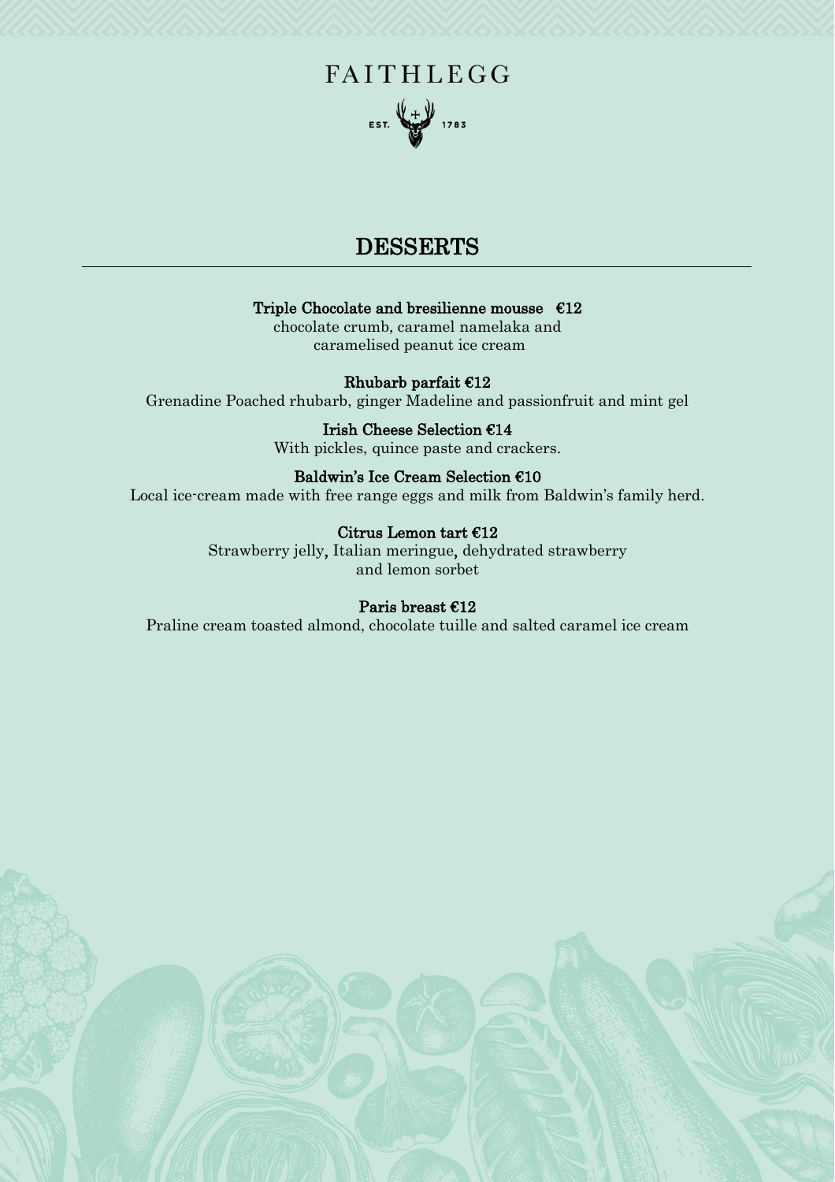# FAITHLEGG

EST. 1783

## DESSERTS

**Triple Chocolate and bresilienne mousse €12**
chocolate crumb, caramel namelaka and
caramelised peanut ice cream

**Rhubarb parfait €12**
Grenadine Poached rhubarb, ginger Madeline and passionfruit and mint gel

**Irish Cheese Selection €14**
With pickles, quince paste and crackers.

**Baldwin's Ice Cream Selection €10**
Local ice-cream made with free range eggs and milk from Baldwin's family herd.

**Citrus Lemon tart €12**
Strawberry jelly, Italian meringue, dehydrated strawberry
and lemon sorbet

**Paris breast €12**
Praline cream toasted almond, chocolate tuille and salted caramel ice cream